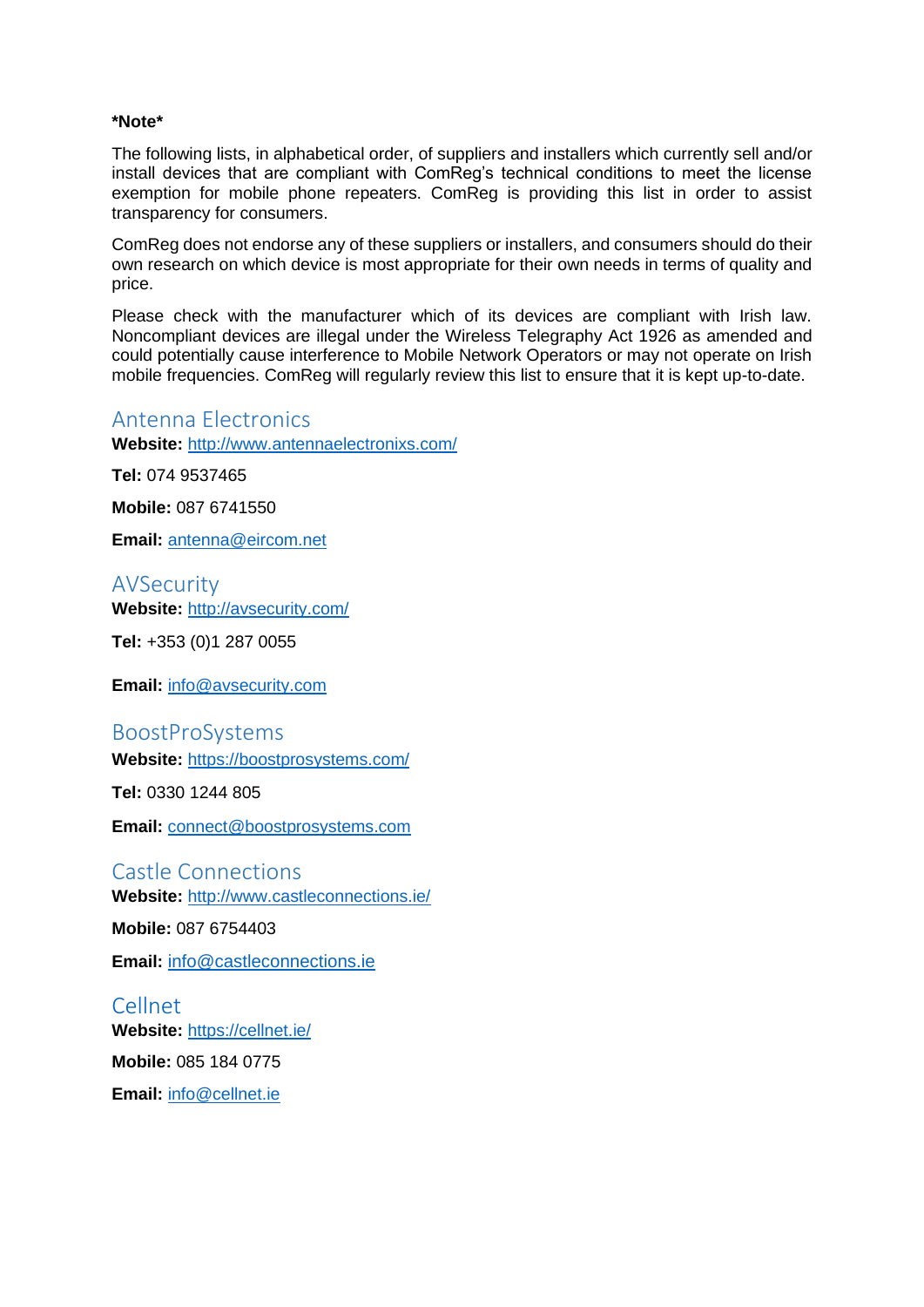**\*Note\***

The following lists, in alphabetical order, of suppliers and installers which currently sell and/or install devices that are compliant with ComReg's technical conditions to meet the license exemption for mobile phone repeaters. ComReg is providing this list in order to assist transparency for consumers.

ComReg does not endorse any of these suppliers or installers, and consumers should do their own research on which device is most appropriate for their own needs in terms of quality and price.

Please check with the manufacturer which of its devices are compliant with Irish law. Noncompliant devices are illegal under the Wireless Telegraphy Act 1926 as amended and could potentially cause interference to Mobile Network Operators or may not operate on Irish mobile frequencies. ComReg will regularly review this list to ensure that it is kept up-to-date.

## Antenna Electronics

**Website:** http://www.antennaelectronixs.com/

**Tel:** 074 9537465

**Mobile:** 087 6741550

**Email:** antenna@eircom.net

## AVSecurity

**Website:** http://avsecurity.com/

**Tel:** +353 (0)1 287 0055

**Email:** info@avsecurity.com

## BoostProSystems

**Website:** https://boostprosystems.com/

**Tel:** 0330 1244 805

**Email:** connect@boostprosystems.com

## Castle Connections

**Website:** http://www.castleconnections.ie/

**Mobile:** 087 6754403

**Email:** info@castleconnections.ie

## Cellnet

**Website:** https://cellnet.ie/

**Mobile:** 085 184 0775

**Email:** info@cellnet.ie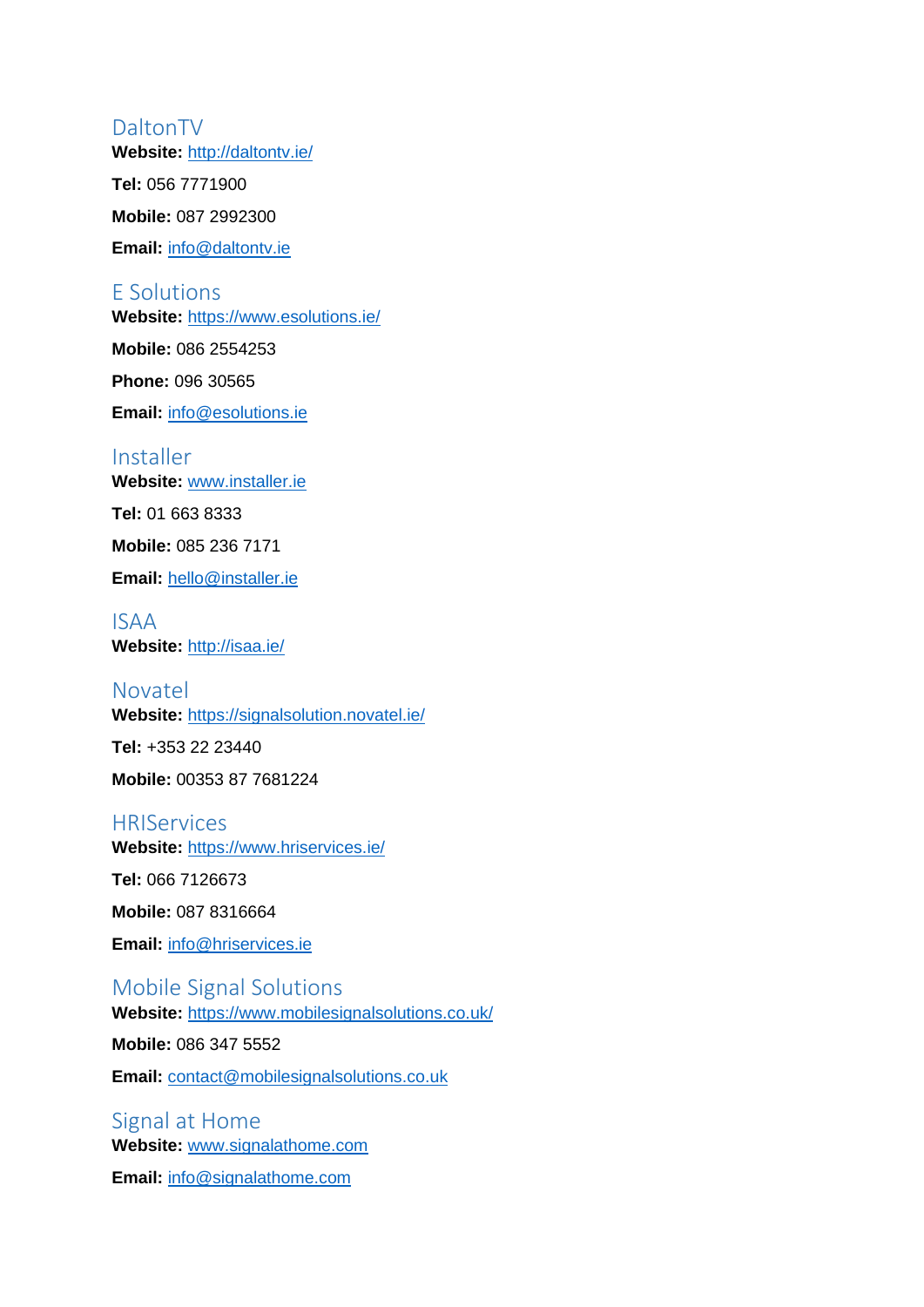## DaltonTV

**Website:** http://daltontv.ie/

**Tel:** 056 7771900

**Mobile:** 087 2992300

**Email:** info@daltontv.ie

## E Solutions

**Website:** https://www.esolutions.ie/

**Mobile:** 086 2554253

**Phone:** 096 30565

**Email:** info@esolutions.ie

## Installer

**Website:** www.installer.ie

**Tel:** 01 663 8333

**Mobile:** 085 236 7171

**Email:** hello@installer.ie

## ISAA

**Website:** http://isaa.ie/

## Novatel

**Website:** https://signalsolution.novatel.ie/

**Tel:** +353 22 23440

**Mobile:** 00353 87 7681224

## HRIServices

**Website:** https://www.hriservices.ie/

**Tel:** 066 7126673

**Mobile:** 087 8316664

**Email:** info@hriservices.ie

## Mobile Signal Solutions

**Website:** https://www.mobilesignalsolutions.co.uk/

**Mobile:** 086 347 5552

**Email:** contact@mobilesignalsolutions.co.uk

## Signal at Home

**Website:** www.signalathome.com

**Email:** info@signalathome.com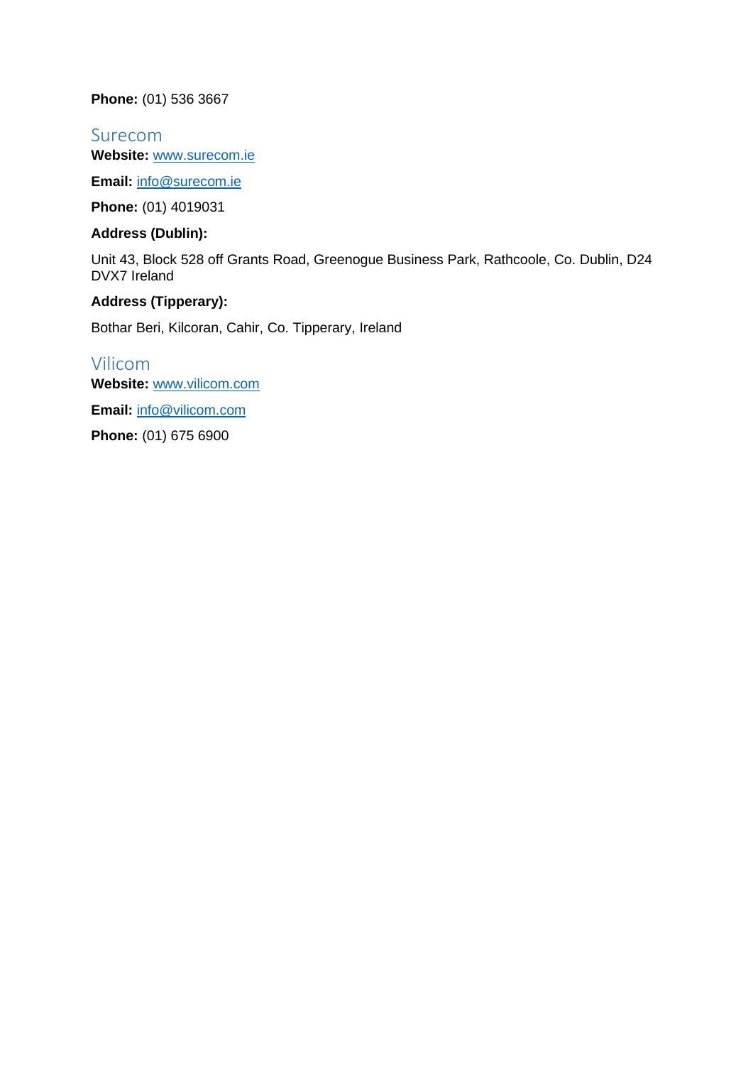**Phone:** (01) 536 3667

## Surecom

**Website:** www.surecom.ie

**Email:** info@surecom.ie

**Phone:** (01) 4019031

**Address (Dublin):**

Unit 43, Block 528 off Grants Road, Greenogue Business Park, Rathcoole, Co. Dublin, D24 DVX7 Ireland

**Address (Tipperary):**

Bothar Beri, Kilcoran, Cahir, Co. Tipperary, Ireland

## Vilicom

**Website:** www.vilicom.com

**Email:** info@vilicom.com

**Phone:** (01) 675 6900